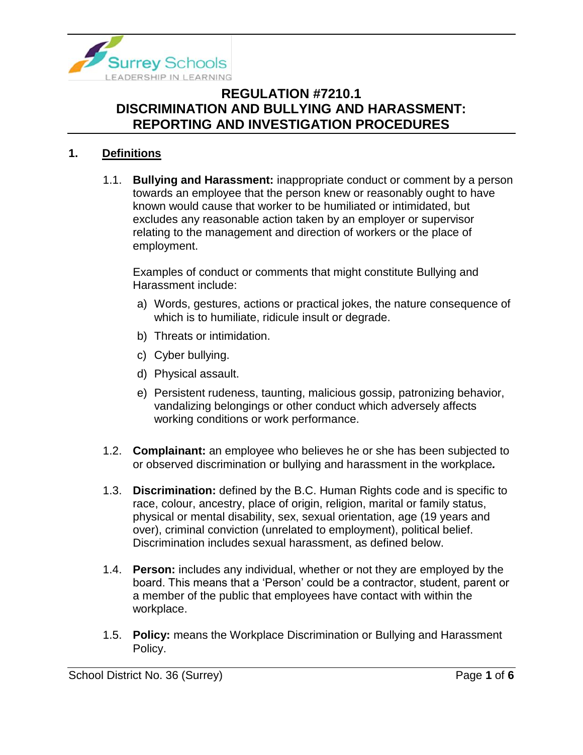# REGULATION #7210.1
# DISCRIMINATION AND BULLYING AND HARASSMENT: REPORTING AND INVESTIGATION PROCEDURES

## 1. Definitions

1.1. **Bullying and Harassment:** inappropriate conduct or comment by a person towards an employee that the person knew or reasonably ought to have known would cause that worker to be humiliated or intimidated, but excludes any reasonable action taken by an employer or supervisor relating to the management and direction of workers or the place of employment.

Examples of conduct or comments that might constitute Bullying and Harassment include:

a) Words, gestures, actions or practical jokes, the nature consequence of which is to humiliate, ridicule insult or degrade.

b) Threats or intimidation.

c) Cyber bullying.

d) Physical assault.

e) Persistent rudeness, taunting, malicious gossip, patronizing behavior, vandalizing belongings or other conduct which adversely affects working conditions or work performance.

1.2. **Complainant:** an employee who believes he or she has been subjected to or observed discrimination or bullying and harassment in the workplace*.*

1.3. **Discrimination:** defined by the B.C. Human Rights code and is specific to race, colour, ancestry, place of origin, religion, marital or family status, physical or mental disability, sex, sexual orientation, age (19 years and over), criminal conviction (unrelated to employment), political belief. Discrimination includes sexual harassment, as defined below.

1.4. **Person:** includes any individual, whether or not they are employed by the board. This means that a 'Person' could be a contractor, student, parent or a member of the public that employees have contact with within the workplace.

1.5. **Policy:** means the Workplace Discrimination or Bullying and Harassment Policy.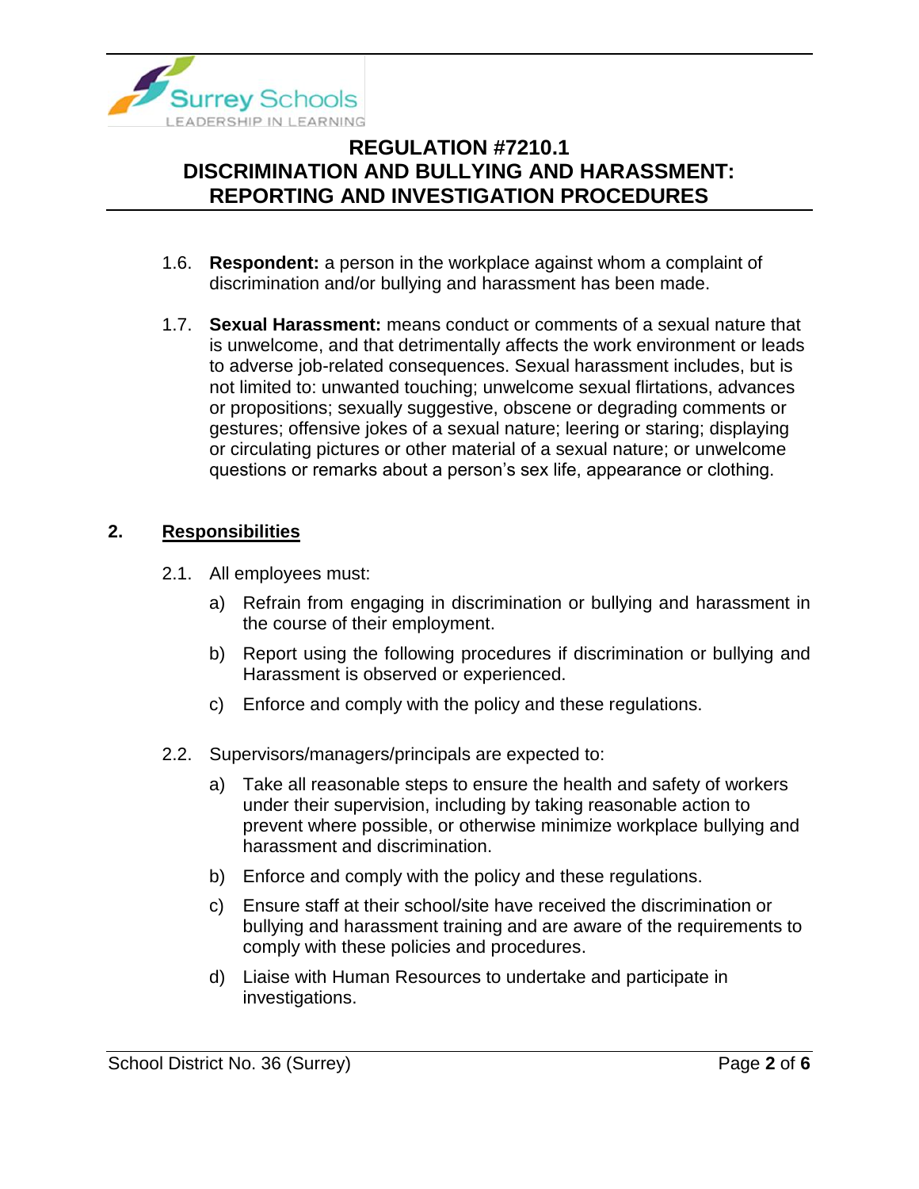1.6. **Respondent:** a person in the workplace against whom a complaint of discrimination and/or bullying and harassment has been made.

1.7. **Sexual Harassment:** means conduct or comments of a sexual nature that is unwelcome, and that detrimentally affects the work environment or leads to adverse job-related consequences. Sexual harassment includes, but is not limited to: unwanted touching; unwelcome sexual flirtations, advances or propositions; sexually suggestive, obscene or degrading comments or gestures; offensive jokes of a sexual nature; leering or staring; displaying or circulating pictures or other material of a sexual nature; or unwelcome questions or remarks about a person's sex life, appearance or clothing.

## 2. Responsibilities

2.1. All employees must:

a) Refrain from engaging in discrimination or bullying and harassment in the course of their employment.

b) Report using the following procedures if discrimination or bullying and Harassment is observed or experienced.

c) Enforce and comply with the policy and these regulations.

2.2. Supervisors/managers/principals are expected to:

a) Take all reasonable steps to ensure the health and safety of workers under their supervision, including by taking reasonable action to prevent where possible, or otherwise minimize workplace bullying and harassment and discrimination.

b) Enforce and comply with the policy and these regulations.

c) Ensure staff at their school/site have received the discrimination or bullying and harassment training and are aware of the requirements to comply with these policies and procedures.

d) Liaise with Human Resources to undertake and participate in investigations.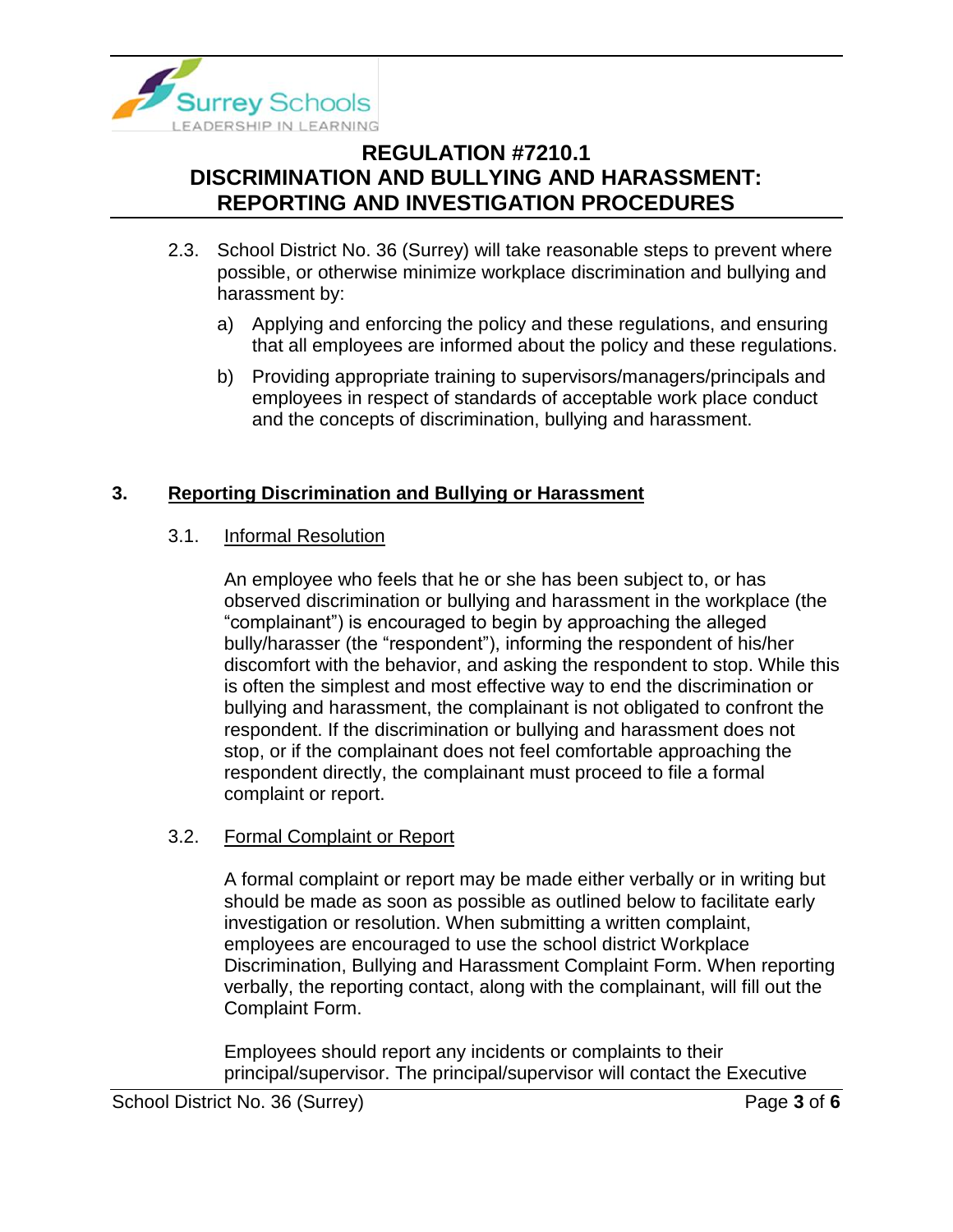2.3. School District No. 36 (Surrey) will take reasonable steps to prevent where possible, or otherwise minimize workplace discrimination and bullying and harassment by:

a) Applying and enforcing the policy and these regulations, and ensuring that all employees are informed about the policy and these regulations.

b) Providing appropriate training to supervisors/managers/principals and employees in respect of standards of acceptable work place conduct and the concepts of discrimination, bullying and harassment.

## 3. <u>Reporting Discrimination and Bullying or Harassment</u>

### 3.1. <u>Informal Resolution</u>

An employee who feels that he or she has been subject to, or has observed discrimination or bullying and harassment in the workplace (the "complainant") is encouraged to begin by approaching the alleged bully/harasser (the "respondent"), informing the respondent of his/her discomfort with the behavior, and asking the respondent to stop. While this is often the simplest and most effective way to end the discrimination or bullying and harassment, the complainant is not obligated to confront the respondent. If the discrimination or bullying and harassment does not stop, or if the complainant does not feel comfortable approaching the respondent directly, the complainant must proceed to file a formal complaint or report.

### 3.2. <u>Formal Complaint or Report</u>

A formal complaint or report may be made either verbally or in writing but should be made as soon as possible as outlined below to facilitate early investigation or resolution. When submitting a written complaint, employees are encouraged to use the school district Workplace Discrimination, Bullying and Harassment Complaint Form. When reporting verbally, the reporting contact, along with the complainant, will fill out the Complaint Form.

Employees should report any incidents or complaints to their principal/supervisor. The principal/supervisor will contact the Executive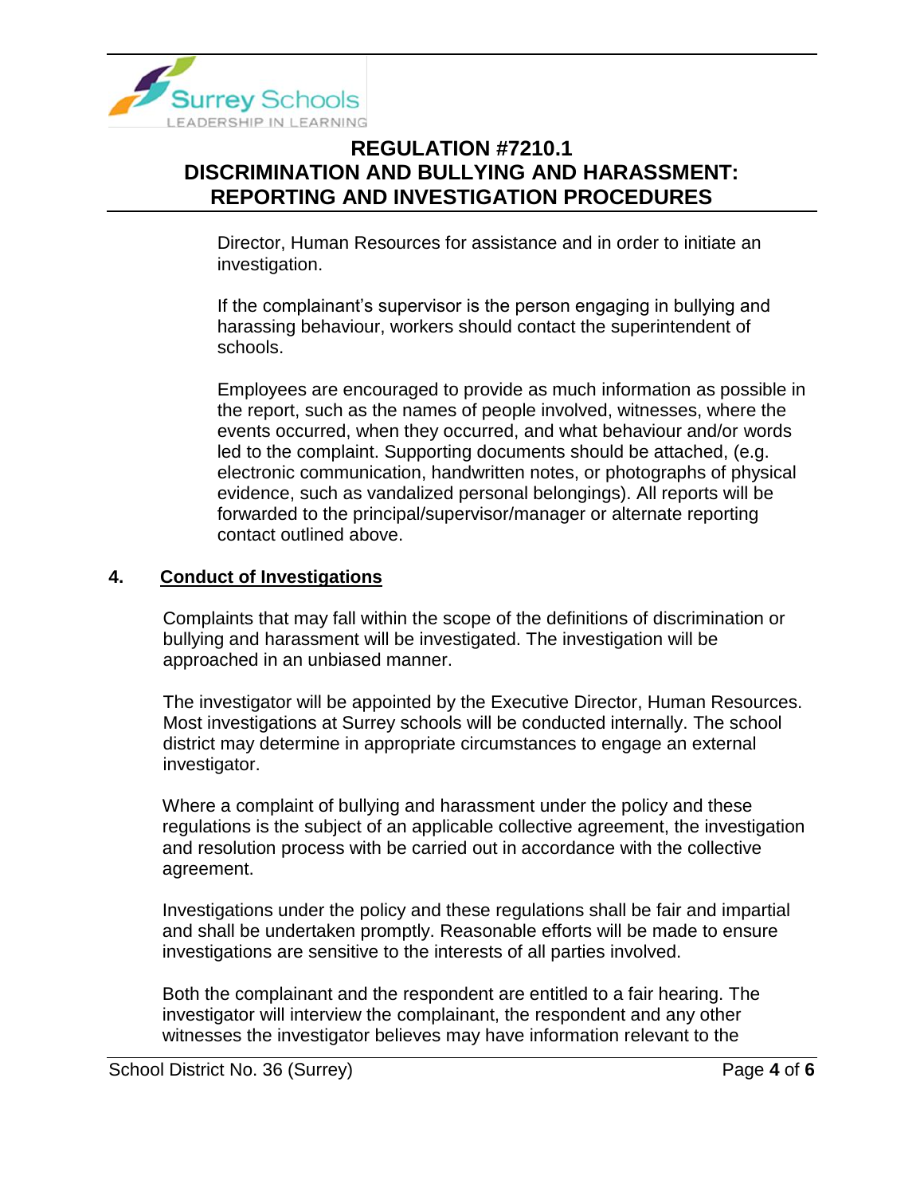Director, Human Resources for assistance and in order to initiate an investigation.

If the complainant's supervisor is the person engaging in bullying and harassing behaviour, workers should contact the superintendent of schools.

Employees are encouraged to provide as much information as possible in the report, such as the names of people involved, witnesses, where the events occurred, when they occurred, and what behaviour and/or words led to the complaint. Supporting documents should be attached, (e.g. electronic communication, handwritten notes, or photographs of physical evidence, such as vandalized personal belongings). All reports will be forwarded to the principal/supervisor/manager or alternate reporting contact outlined above.

## 4. Conduct of Investigations

Complaints that may fall within the scope of the definitions of discrimination or bullying and harassment will be investigated. The investigation will be approached in an unbiased manner.

The investigator will be appointed by the Executive Director, Human Resources. Most investigations at Surrey schools will be conducted internally. The school district may determine in appropriate circumstances to engage an external investigator.

Where a complaint of bullying and harassment under the policy and these regulations is the subject of an applicable collective agreement, the investigation and resolution process with be carried out in accordance with the collective agreement.

Investigations under the policy and these regulations shall be fair and impartial and shall be undertaken promptly. Reasonable efforts will be made to ensure investigations are sensitive to the interests of all parties involved.

Both the complainant and the respondent are entitled to a fair hearing. The investigator will interview the complainant, the respondent and any other witnesses the investigator believes may have information relevant to the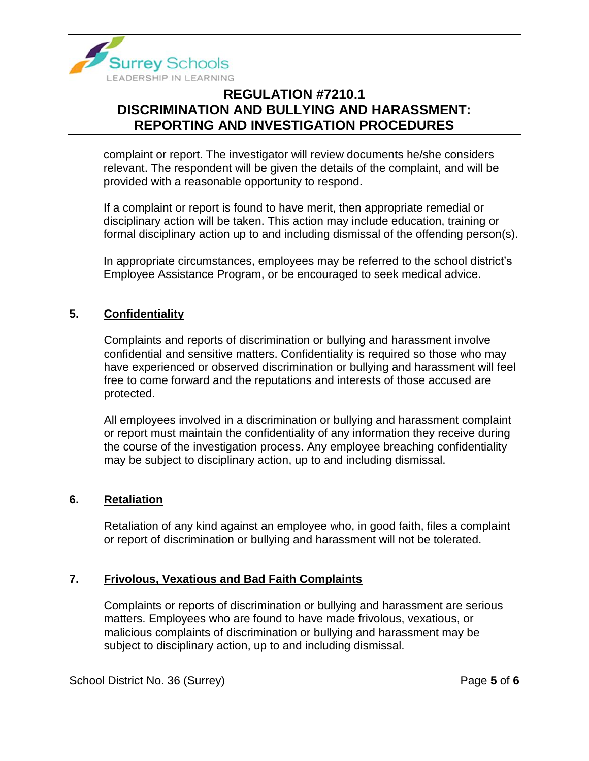complaint or report. The investigator will review documents he/she considers relevant. The respondent will be given the details of the complaint, and will be provided with a reasonable opportunity to respond.

If a complaint or report is found to have merit, then appropriate remedial or disciplinary action will be taken. This action may include education, training or formal disciplinary action up to and including dismissal of the offending person(s).

In appropriate circumstances, employees may be referred to the school district's Employee Assistance Program, or be encouraged to seek medical advice.

## 5. Confidentiality

Complaints and reports of discrimination or bullying and harassment involve confidential and sensitive matters. Confidentiality is required so those who may have experienced or observed discrimination or bullying and harassment will feel free to come forward and the reputations and interests of those accused are protected.

All employees involved in a discrimination or bullying and harassment complaint or report must maintain the confidentiality of any information they receive during the course of the investigation process. Any employee breaching confidentiality may be subject to disciplinary action, up to and including dismissal.

## 6. Retaliation

Retaliation of any kind against an employee who, in good faith, files a complaint or report of discrimination or bullying and harassment will not be tolerated.

## 7. Frivolous, Vexatious and Bad Faith Complaints

Complaints or reports of discrimination or bullying and harassment are serious matters. Employees who are found to have made frivolous, vexatious, or malicious complaints of discrimination or bullying and harassment may be subject to disciplinary action, up to and including dismissal.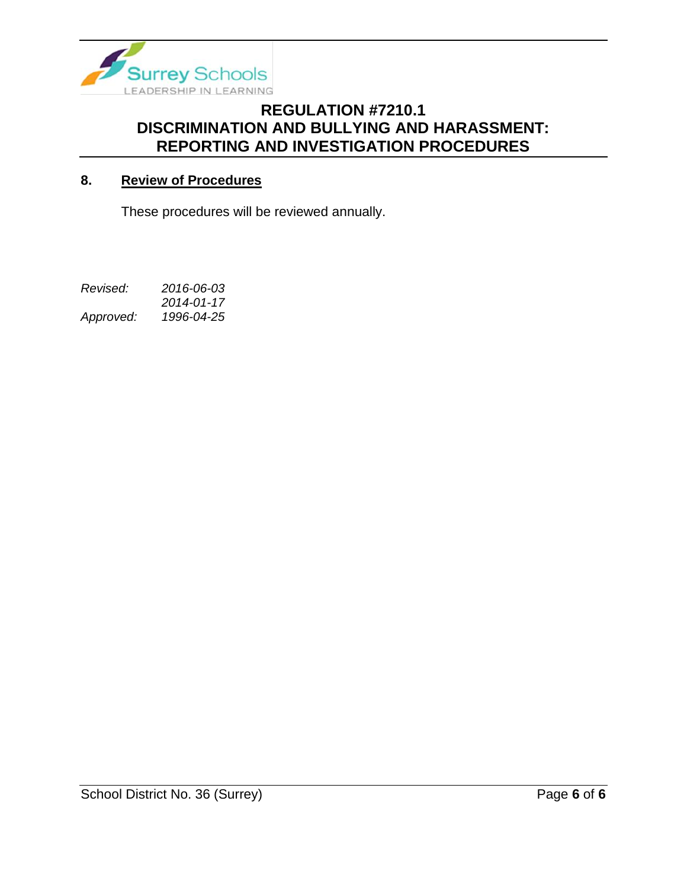## 8. Review of Procedures

These procedures will be reviewed annually.

*Revised: 2016-06-03*
*2014-01-17*
*Approved: 1996-04-25*